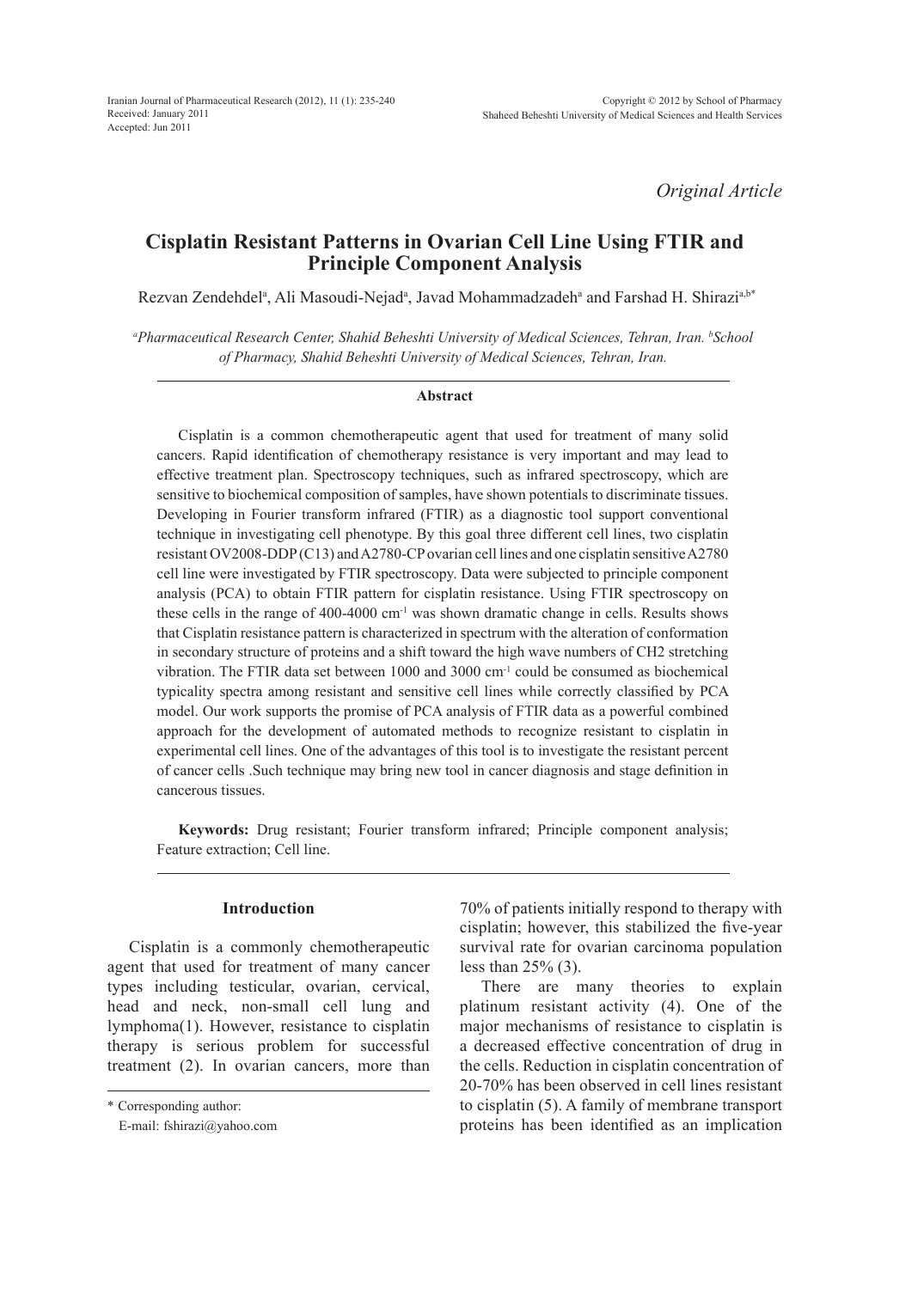*Original Article*

# Cisplatin Resistant Patterns in Ovarian Cell Line Using FTIR and Principle Component Analysis

Rezvan Zendehdel[a], Ali Masoudi-Nejad[a], Javad Mohammadzadeh[a] and Farshad H. Shirazi[a,b*]

[a]*Pharmaceutical Research Center, Shahid Beheshti University of Medical Sciences, Tehran, Iran.* [b]*School of Pharmacy, Shahid Beheshti University of Medical Sciences, Tehran, Iran.*

### Abstract

Cisplatin is a common chemotherapeutic agent that used for treatment of many solid cancers. Rapid identification of chemotherapy resistance is very important and may lead to effective treatment plan. Spectroscopy techniques, such as infrared spectroscopy, which are sensitive to biochemical composition of samples, have shown potentials to discriminate tissues. Developing in Fourier transform infrared (FTIR) as a diagnostic tool support conventional technique in investigating cell phenotype. By this goal three different cell lines, two cisplatin resistant OV2008-DDP (C13) and A2780-CP ovarian cell lines and one cisplatin sensitive A2780 cell line were investigated by FTIR spectroscopy. Data were subjected to principle component analysis (PCA) to obtain FTIR pattern for cisplatin resistance. Using FTIR spectroscopy on these cells in the range of 400-4000 $cm^{-1}$ was shown dramatic change in cells. Results shows that Cisplatin resistance pattern is characterized in spectrum with the alteration of conformation in secondary structure of proteins and a shift toward the high wave numbers of CH2 stretching vibration. The FTIR data set between 1000 and 3000 $cm^{-1}$ could be consumed as biochemical typicality spectra among resistant and sensitive cell lines while correctly classified by PCA model. Our work supports the promise of PCA analysis of FTIR data as a powerful combined approach for the development of automated methods to recognize resistant to cisplatin in experimental cell lines. One of the advantages of this tool is to investigate the resistant percent of cancer cells .Such technique may bring new tool in cancer diagnosis and stage definition in cancerous tissues.

**Keywords:** Drug resistant; Fourier transform infrared; Principle component analysis; Feature extraction; Cell line.

## Introduction

Cisplatin is a commonly chemotherapeutic agent that used for treatment of many cancer types including testicular, ovarian, cervical, head and neck, non-small cell lung and lymphoma(1). However, resistance to cisplatin therapy is serious problem for successful treatment (2). In ovarian cancers, more than 70% of patients initially respond to therapy with cisplatin; however, this stabilized the five-year survival rate for ovarian carcinoma population less than 25% (3).

There are many theories to explain platinum resistant activity (4). One of the major mechanisms of resistance to cisplatin is a decreased effective concentration of drug in the cells. Reduction in cisplatin concentration of 20-70% has been observed in cell lines resistant to cisplatin (5). A family of membrane transport proteins has been identified as an implication

\* Corresponding author:
E-mail: fshirazi@yahoo.com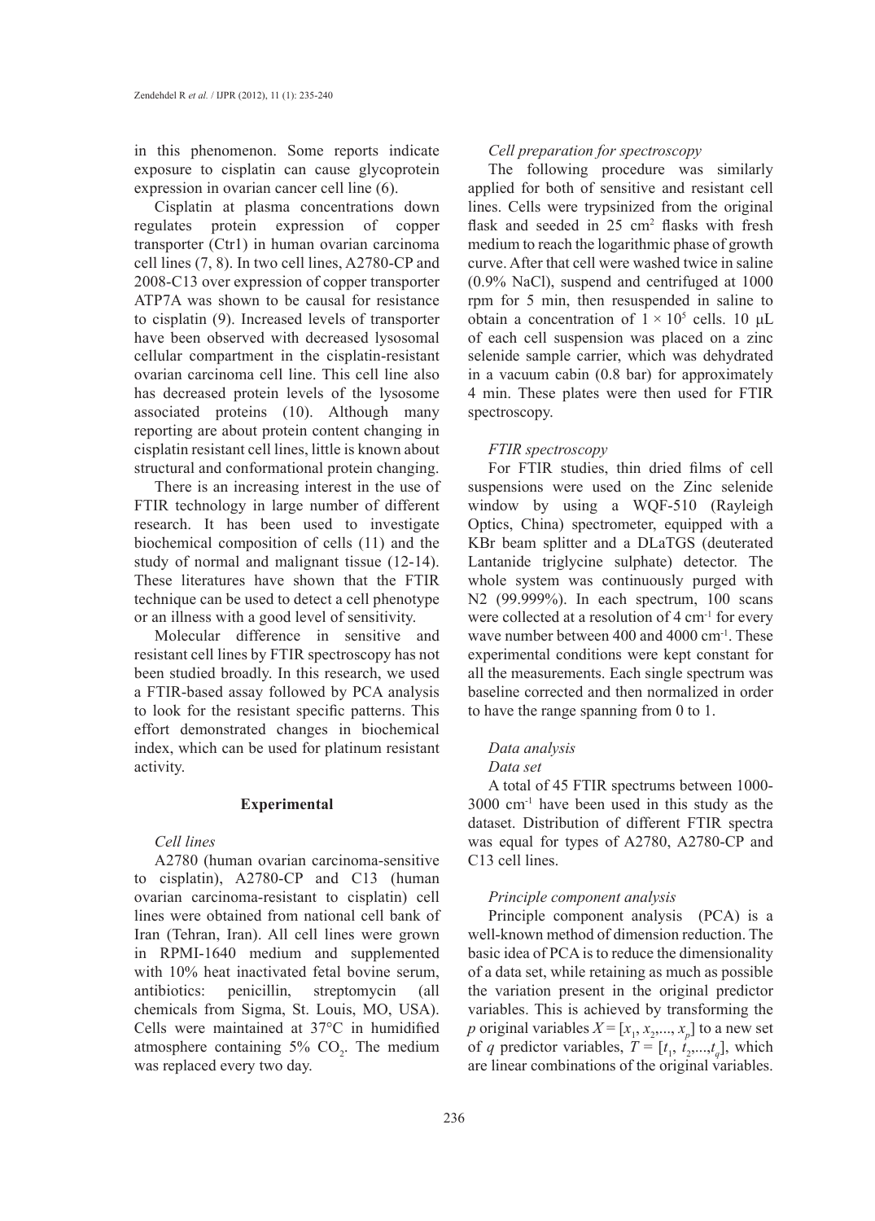in this phenomenon. Some reports indicate exposure to cisplatin can cause glycoprotein expression in ovarian cancer cell line (6).

Cisplatin at plasma concentrations down regulates protein expression of copper transporter (Ctr1) in human ovarian carcinoma cell lines (7, 8). In two cell lines, A2780-CP and 2008-C13 over expression of copper transporter ATP7A was shown to be causal for resistance to cisplatin (9). Increased levels of transporter have been observed with decreased lysosomal cellular compartment in the cisplatin-resistant ovarian carcinoma cell line. This cell line also has decreased protein levels of the lysosome associated proteins (10). Although many reporting are about protein content changing in cisplatin resistant cell lines, little is known about structural and conformational protein changing.

There is an increasing interest in the use of FTIR technology in large number of different research. It has been used to investigate biochemical composition of cells (11) and the study of normal and malignant tissue (12-14). These literatures have shown that the FTIR technique can be used to detect a cell phenotype or an illness with a good level of sensitivity.

Molecular difference in sensitive and resistant cell lines by FTIR spectroscopy has not been studied broadly. In this research, we used a FTIR-based assay followed by PCA analysis to look for the resistant specific patterns. This effort demonstrated changes in biochemical index, which can be used for platinum resistant activity.

## Experimental

### *Cell lines*

A2780 (human ovarian carcinoma-sensitive to cisplatin), A2780-CP and C13 (human ovarian carcinoma-resistant to cisplatin) cell lines were obtained from national cell bank of Iran (Tehran, Iran). All cell lines were grown in RPMI-1640 medium and supplemented with 10% heat inactivated fetal bovine serum, antibiotics: penicillin, streptomycin (all chemicals from Sigma, St. Louis, MO, USA). Cells were maintained at 37°C in humidified atmosphere containing 5% $CO_2$. The medium was replaced every two day.

### *Cell preparation for spectroscopy*

The following procedure was similarly applied for both of sensitive and resistant cell lines. Cells were trypsinized from the original flask and seeded in 25 $cm^2$ flasks with fresh medium to reach the logarithmic phase of growth curve. After that cell were washed twice in saline (0.9% NaCl), suspend and centrifuged at 1000 rpm for 5 min, then resuspended in saline to obtain a concentration of $1 \times 10^5$ cells. 10 μL of each cell suspension was placed on a zinc selenide sample carrier, which was dehydrated in a vacuum cabin (0.8 bar) for approximately 4 min. These plates were then used for FTIR spectroscopy.

### *FTIR spectroscopy*

For FTIR studies, thin dried films of cell suspensions were used on the Zinc selenide window by using a WQF-510 (Rayleigh Optics, China) spectrometer, equipped with a KBr beam splitter and a DLaTGS (deuterated Lantanide triglycine sulphate) detector. The whole system was continuously purged with $N_2$ (99.999%). In each spectrum, 100 scans were collected at a resolution of 4 $cm^{-1}$ for every wave number between 400 and 4000 $cm^{-1}$. These experimental conditions were kept constant for all the measurements. Each single spectrum was baseline corrected and then normalized in order to have the range spanning from 0 to 1.

### *Data analysis*

#### *Data set*

A total of 45 FTIR spectrums between 1000-3000 $cm^{-1}$ have been used in this study as the dataset. Distribution of different FTIR spectra was equal for types of A2780, A2780-CP and C13 cell lines.

#### *Principle component analysis*

Principle component analysis (PCA) is a well-known method of dimension reduction. The basic idea of PCA is to reduce the dimensionality of a data set, while retaining as much as possible the variation present in the original predictor variables. This is achieved by transforming the $p$ original variables $X = [x_1, x_2,..., x_p]$ to a new set of $q$ predictor variables, $T = [t_1, t_2,...,t_q]$, which are linear combinations of the original variables.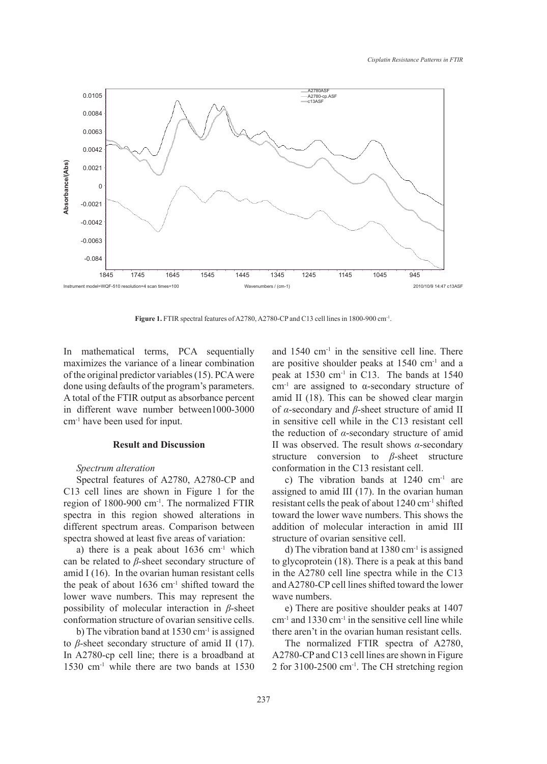Figure 1. FTIR spectral features of A2780, A2780-CP and C13 cell lines in 1800-900 cm$^{-1}$.

In mathematical terms, PCA sequentially maximizes the variance of a linear combination of the original predictor variables (15). PCA were done using defaults of the program's parameters. A total of the FTIR output as absorbance percent in different wave number between1000-3000 cm$^{-1}$ have been used for input.

## Result and Discussion

### *Spectrum alteration*

Spectral features of A2780, A2780-CP and C13 cell lines are shown in Figure 1 for the region of 1800-900 cm$^{-1}$. The normalized FTIR spectra in this region showed alterations in different spectrum areas. Comparison between spectra showed at least five areas of variation:

a) there is a peak about 1636 cm$^{-1}$ which can be related to *β*-sheet secondary structure of amid I (16). In the ovarian human resistant cells the peak of about 1636 cm$^{-1}$ shifted toward the lower wave numbers. This may represent the possibility of molecular interaction in *β*-sheet conformation structure of ovarian sensitive cells.

b) The vibration band at 1530 cm$^{-1}$ is assigned to *β*-sheet secondary structure of amid II (17). In A2780-cp cell line; there is a broadband at 1530 cm$^{-1}$ while there are two bands at 1530 and 1540 cm$^{-1}$ in the sensitive cell line. There are positive shoulder peaks at 1540 cm$^{-1}$ and a peak at 1530 cm$^{-1}$ in C13. The bands at 1540 cm$^{-1}$ are assigned to α-secondary structure of amid II (18). This can be showed clear margin of *α*-secondary and *β*-sheet structure of amid II in sensitive cell while in the C13 resistant cell the reduction of *α*-secondary structure of amid II was observed. The result shows *α*-secondary structure conversion to *β*-sheet structure conformation in the C13 resistant cell.

c) The vibration bands at 1240 cm$^{-1}$ are assigned to amid III (17). In the ovarian human resistant cells the peak of about 1240 cm$^{-1}$ shifted toward the lower wave numbers. This shows the addition of molecular interaction in amid III structure of ovarian sensitive cell.

d) The vibration band at 1380 cm$^{-1}$ is assigned to glycoprotein (18). There is a peak at this band in the A2780 cell line spectra while in the C13 and A2780-CP cell lines shifted toward the lower wave numbers.

e) There are positive shoulder peaks at 1407 cm$^{-1}$ and 1330 cm$^{-1}$ in the sensitive cell line while there aren't in the ovarian human resistant cells.

The normalized FTIR spectra of A2780, A2780-CP and C13 cell lines are shown in Figure 2 for 3100-2500 cm$^{-1}$. The CH stretching region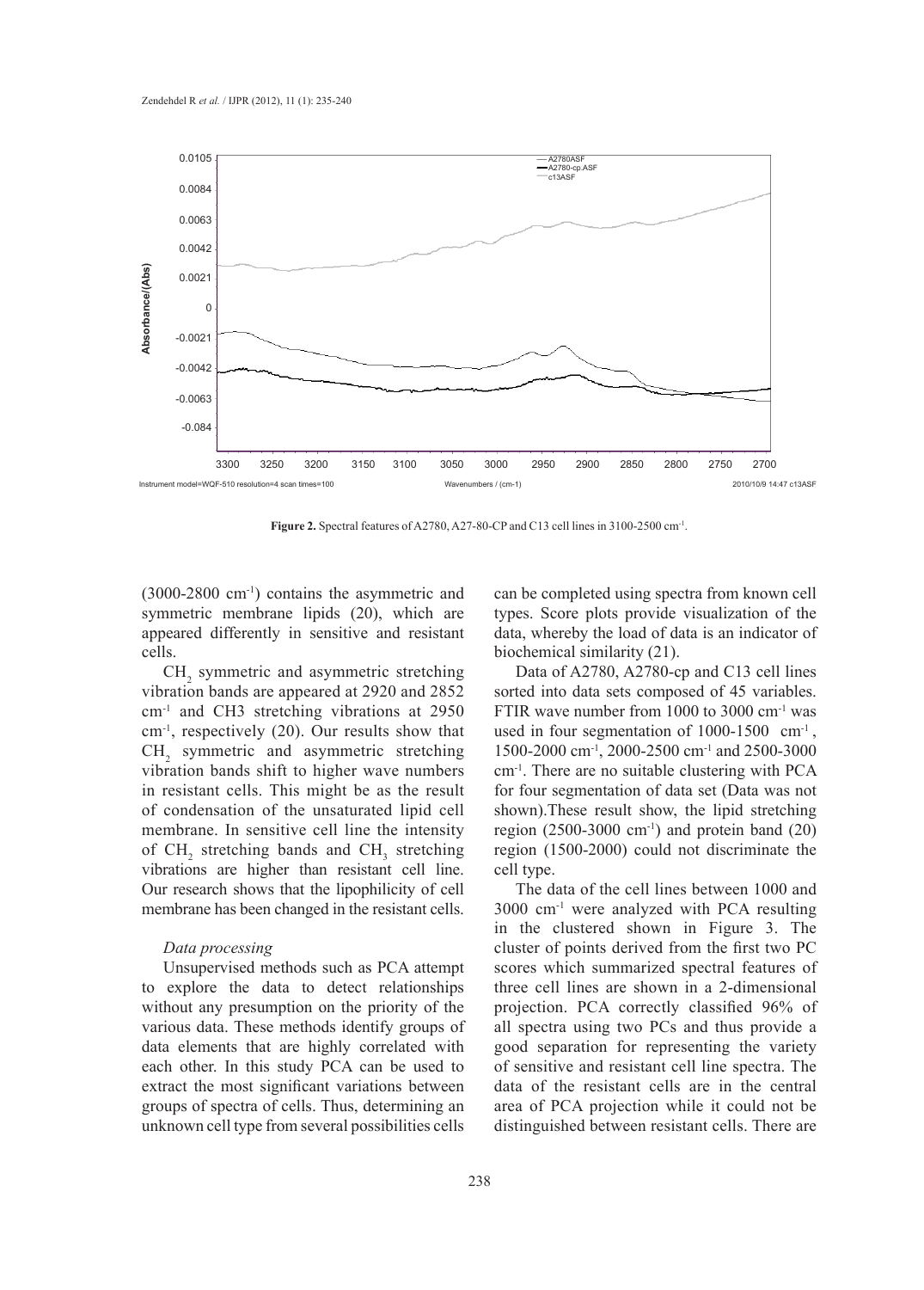Figure 2. Spectral features of A2780, A27-80-CP and C13 cell lines in 3100-2500 cm[-1].

(3000-2800 cm[-1]) contains the asymmetric and symmetric membrane lipids (20), which are appeared differently in sensitive and resistant cells.

$CH_2$ symmetric and asymmetric stretching vibration bands are appeared at 2920 and 2852 cm[-1] and CH3 stretching vibrations at 2950 cm[-1], respectively (20). Our results show that $CH_2$ symmetric and asymmetric stretching vibration bands shift to higher wave numbers in resistant cells. This might be as the result of condensation of the unsaturated lipid cell membrane. In sensitive cell line the intensity of $CH_2$ stretching bands and $CH_3$ stretching vibrations are higher than resistant cell line. Our research shows that the lipophilicity of cell membrane has been changed in the resistant cells.

*Data processing*

Unsupervised methods such as PCA attempt to explore the data to detect relationships without any presumption on the priority of the various data. These methods identify groups of data elements that are highly correlated with each other. In this study PCA can be used to extract the most significant variations between groups of spectra of cells. Thus, determining an unknown cell type from several possibilities cells can be completed using spectra from known cell types. Score plots provide visualization of the data, whereby the load of data is an indicator of biochemical similarity (21).

Data of A2780, A2780-cp and C13 cell lines sorted into data sets composed of 45 variables. FTIR wave number from 1000 to 3000 cm[-1] was used in four segmentation of 1000-1500 cm[-1], 1500-2000 cm[-1], 2000-2500 cm[-1] and 2500-3000 cm[-1]. There are no suitable clustering with PCA for four segmentation of data set (Data was not shown).These result show, the lipid stretching region (2500-3000 cm[-1]) and protein band (20) region (1500-2000) could not discriminate the cell type.

The data of the cell lines between 1000 and 3000 cm[-1] were analyzed with PCA resulting in the clustered shown in Figure 3. The cluster of points derived from the first two PC scores which summarized spectral features of three cell lines are shown in a 2-dimensional projection. PCA correctly classified 96% of all spectra using two PCs and thus provide a good separation for representing the variety of sensitive and resistant cell line spectra. The data of the resistant cells are in the central area of PCA projection while it could not be distinguished between resistant cells. There are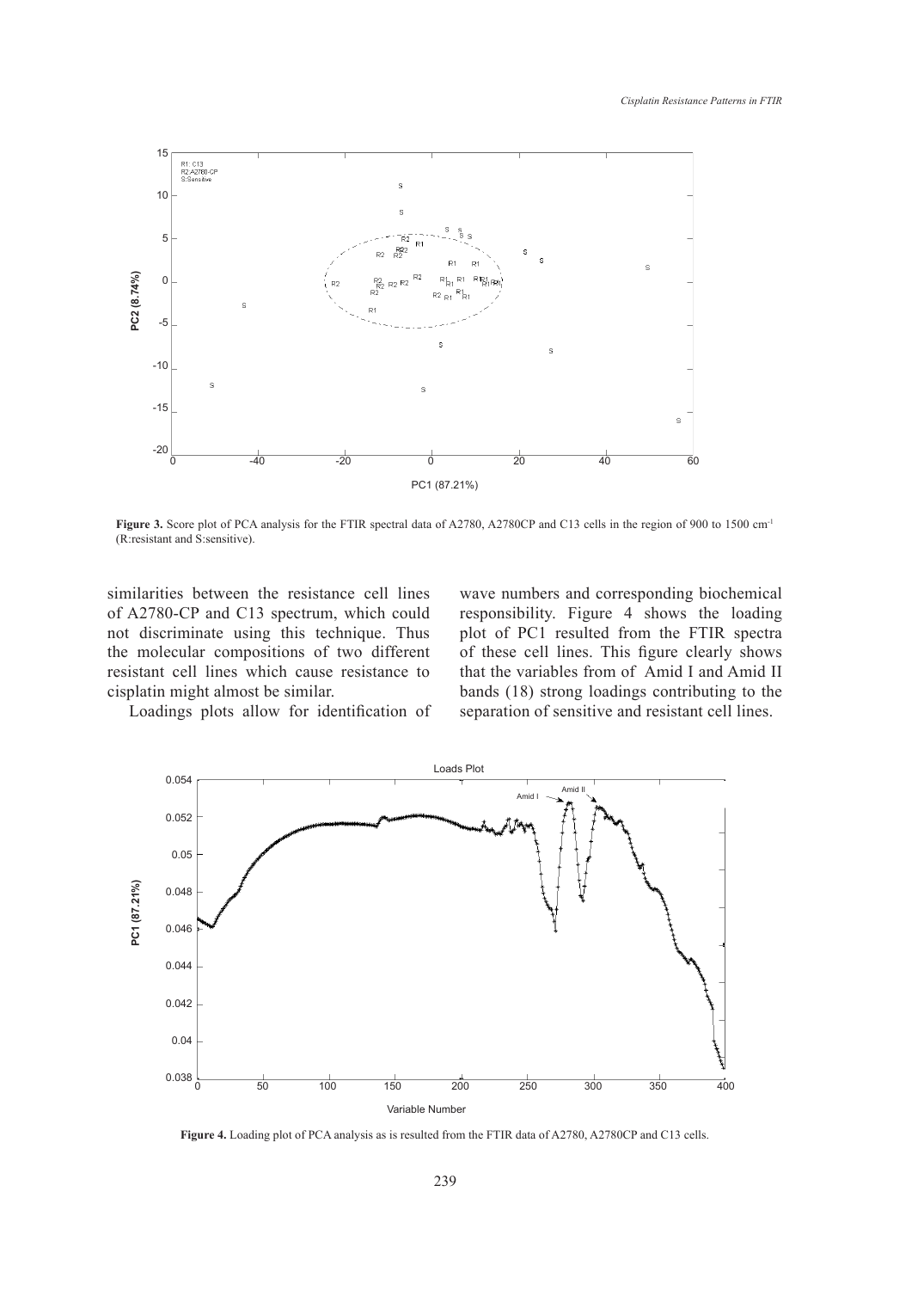**Figure 3.** Score plot of PCA analysis for the FTIR spectral data of A2780, A2780CP and C13 cells in the region of 900 to 1500 cm$^{-1}$ (R:resistant and S:sensitive).

similarities between the resistance cell lines of A2780-CP and C13 spectrum, which could not discriminate using this technique. Thus the molecular compositions of two different resistant cell lines which cause resistance to cisplatin might almost be similar.

Loadings plots allow for identification of wave numbers and corresponding biochemical responsibility. Figure 4 shows the loading plot of PC1 resulted from the FTIR spectra of these cell lines. This figure clearly shows that the variables from of Amid I and Amid II bands (18) strong loadings contributing to the separation of sensitive and resistant cell lines.

**Figure 4.** Loading plot of PCA analysis as is resulted from the FTIR data of A2780, A2780CP and C13 cells.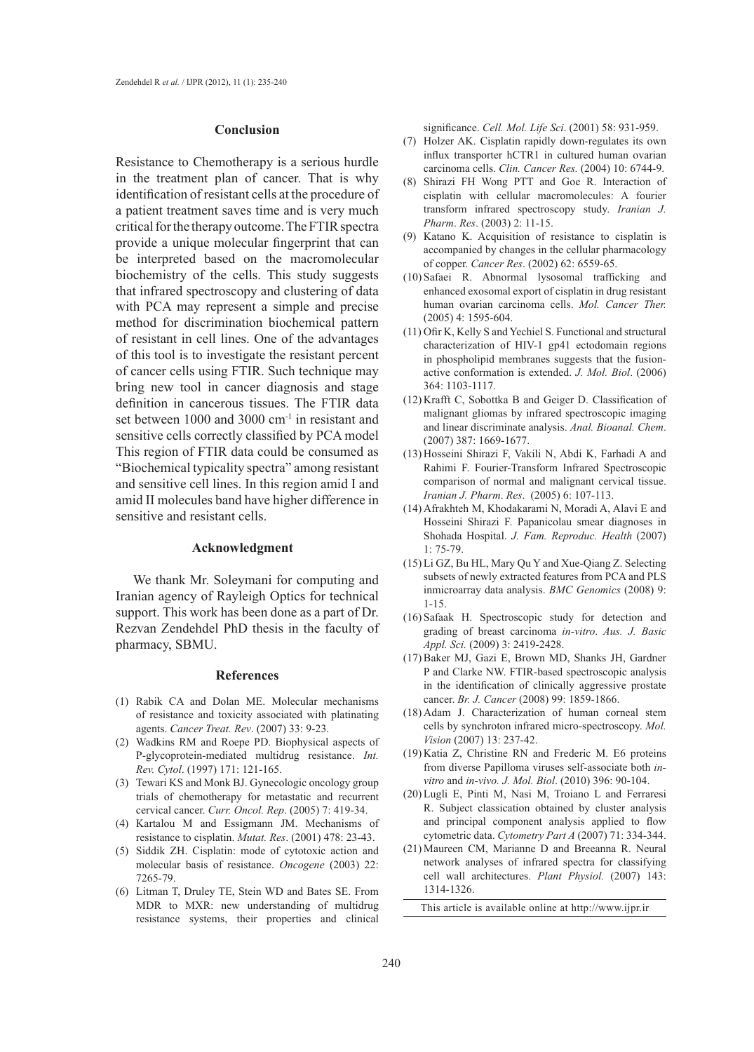## Conclusion

Resistance to Chemotherapy is a serious hurdle in the treatment plan of cancer. That is why identification of resistant cells at the procedure of a patient treatment saves time and is very much critical for the therapy outcome. The FTIR spectra provide a unique molecular fingerprint that can be interpreted based on the macromolecular biochemistry of the cells. This study suggests that infrared spectroscopy and clustering of data with PCA may represent a simple and precise method for discrimination biochemical pattern of resistant in cell lines. One of the advantages of this tool is to investigate the resistant percent of cancer cells using FTIR. Such technique may bring new tool in cancer diagnosis and stage definition in cancerous tissues. The FTIR data set between 1000 and 3000 $cm^{-1}$ in resistant and sensitive cells correctly classified by PCA model This region of FTIR data could be consumed as "Biochemical typicality spectra" among resistant and sensitive cell lines. In this region amid I and amid II molecules band have higher difference in sensitive and resistant cells.

## Acknowledgment

We thank Mr. Soleymani for computing and Iranian agency of Rayleigh Optics for technical support. This work has been done as a part of Dr. Rezvan Zendehdel PhD thesis in the faculty of pharmacy, SBMU.

## References

(1) Rabik CA and Dolan ME. Molecular mechanisms of resistance and toxicity associated with platinating agents. *Cancer Treat. Rev*. (2007) 33: 9-23.

(2) Wadkins RM and Roepe PD. Biophysical aspects of P-glycoprotein-mediated multidrug resistance. *Int. Rev. Cytol*. (1997) 171: 121-165.

(3) Tewari KS and Monk BJ. Gynecologic oncology group trials of chemotherapy for metastatic and recurrent cervical cancer. *Curr. Oncol. Rep*. (2005) 7: 419-34.

(4) Kartalou M and Essigmann JM. Mechanisms of resistance to cisplatin. *Mutat. Res*. (2001) 478: 23-43.

(5) Siddik ZH. Cisplatin: mode of cytotoxic action and molecular basis of resistance. *Oncogene* (2003) 22: 7265-79.

(6) Litman T, Druley TE, Stein WD and Bates SE. From MDR to MXR: new understanding of multidrug resistance systems, their properties and clinical significance. *Cell. Mol. Life Sci*. (2001) 58: 931-959.

(7) Holzer AK. Cisplatin rapidly down-regulates its own influx transporter hCTR1 in cultured human ovarian carcinoma cells. *Clin. Cancer Res.* (2004) 10: 6744-9.

(8) Shirazi FH Wong PTT and Goe R. Interaction of cisplatin with cellular macromolecules: A fourier transform infrared spectroscopy study. *Iranian J. Pharm*. *Res*. (2003) 2: 11-15.

(9) Katano K. Acquisition of resistance to cisplatin is accompanied by changes in the cellular pharmacology of copper. *Cancer Res*. (2002) 62: 6559-65.

(10) Safaei R. Abnormal lysosomal trafficking and enhanced exosomal export of cisplatin in drug resistant human ovarian carcinoma cells. *Mol. Cancer Ther.* (2005) 4: 1595-604.

(11) Ofir K, Kelly S and Yechiel S. Functional and structural characterization of HIV-1 gp41 ectodomain regions in phospholipid membranes suggests that the fusion-active conformation is extended. *J. Mol. Biol*. (2006) 364: 1103-1117.

(12) Krafft C, Sobottka B and Geiger D. Classification of malignant gliomas by infrared spectroscopic imaging and linear discriminate analysis. *Anal. Bioanal. Chem*. (2007) 387: 1669-1677.

(13) Hosseini Shirazi F, Vakili N, Abdi K, Farhadi A and Rahimi F. Fourier-Transform Infrared Spectroscopic comparison of normal and malignant cervical tissue. *Iranian J. Pharm*. *Res*. (2005) 6: 107-113.

(14) Afrakhteh M, Khodakarami N, Moradi A, Alavi E and Hosseini Shirazi F. Papanicolau smear diagnoses in Shohada Hospital. *J. Fam. Reproduc. Health* (2007) 1: 75-79.

(15) Li GZ, Bu HL, Mary Qu Y and Xue-Qiang Z. Selecting subsets of newly extracted features from PCA and PLS inmicroarray data analysis. *BMC Genomics* (2008) 9: 1-15.

(16) Safaak H. Spectroscopic study for detection and grading of breast carcinoma *in-vitro*. *Aus. J. Basic Appl. Sci.* (2009) 3: 2419-2428.

(17) Baker MJ, Gazi E, Brown MD, Shanks JH, Gardner P and Clarke NW. FTIR-based spectroscopic analysis in the identification of clinically aggressive prostate cancer. *Br. J. Cancer* (2008) 99: 1859-1866.

(18) Adam J. Characterization of human corneal stem cells by synchroton infrared micro-spectroscopy. *Mol. Vision* (2007) 13: 237-42.

(19) Katia Z, Christine RN and Frederic M. E6 proteins from diverse Papilloma viruses self-associate both *in-vitro* and *in-vivo*. *J. Mol. Biol*. (2010) 396: 90-104.

(20) Lugli E, Pinti M, Nasi M, Troiano L and Ferraresi R. Subject classation obtained by cluster analysis and principal component analysis applied to flow cytometric data. *Cytometry Part A* (2007) 71: 334-344.

(21) Maureen CM, Marianne D and Breeanna R. Neural network analyses of infrared spectra for classifying cell wall architectures. *Plant Physiol.* (2007) 143: 1314-1326.

This article is available online at http://www.ijpr.ir